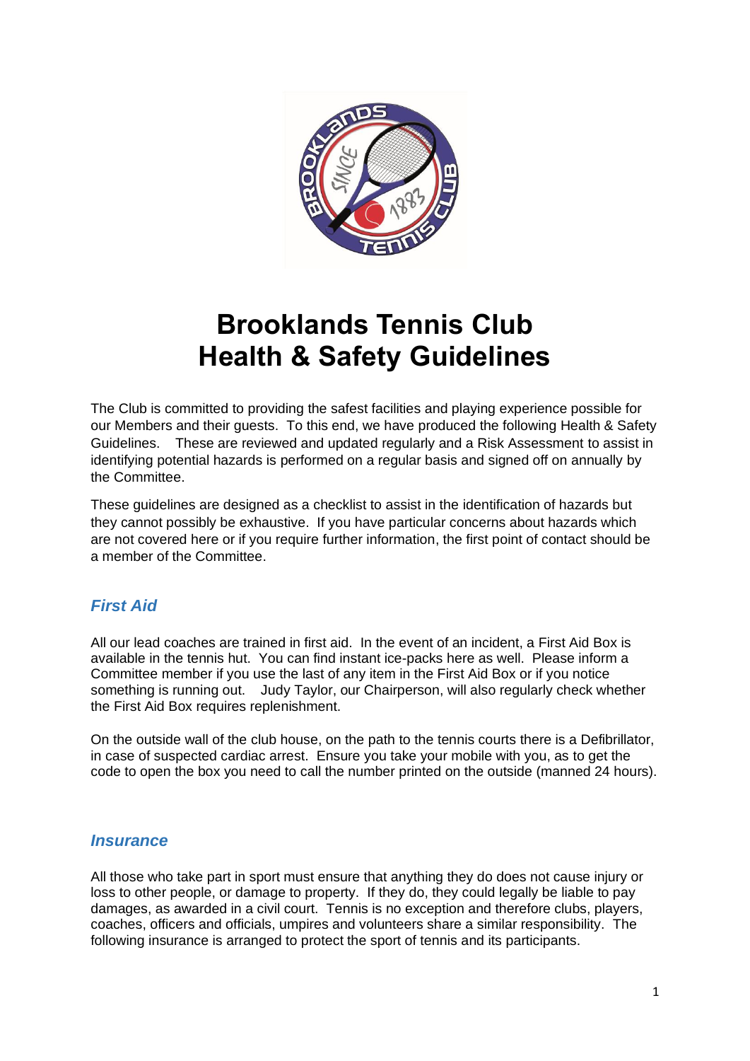# Brooklands Tennis Club
# Health & Safety Guidelines

The Club is committed to providing the safest facilities and playing experience possible for our Members and their guests. To this end, we have produced the following Health & Safety Guidelines. These are reviewed and updated regularly and a Risk Assessment to assist in identifying potential hazards is performed on a regular basis and signed off on annually by the Committee.

These guidelines are designed as a checklist to assist in the identification of hazards but they cannot possibly be exhaustive. If you have particular concerns about hazards which are not covered here or if you require further information, the first point of contact should be a member of the Committee.

## *First Aid*

All our lead coaches are trained in first aid. In the event of an incident, a First Aid Box is available in the tennis hut. You can find instant ice-packs here as well. Please inform a Committee member if you use the last of any item in the First Aid Box or if you notice something is running out. Judy Taylor, our Chairperson, will also regularly check whether the First Aid Box requires replenishment.

On the outside wall of the club house, on the path to the tennis courts there is a Defibrillator, in case of suspected cardiac arrest. Ensure you take your mobile with you, as to get the code to open the box you need to call the number printed on the outside (manned 24 hours).

## *Insurance*

All those who take part in sport must ensure that anything they do does not cause injury or loss to other people, or damage to property. If they do, they could legally be liable to pay damages, as awarded in a civil court. Tennis is no exception and therefore clubs, players, coaches, officers and officials, umpires and volunteers share a similar responsibility. The following insurance is arranged to protect the sport of tennis and its participants.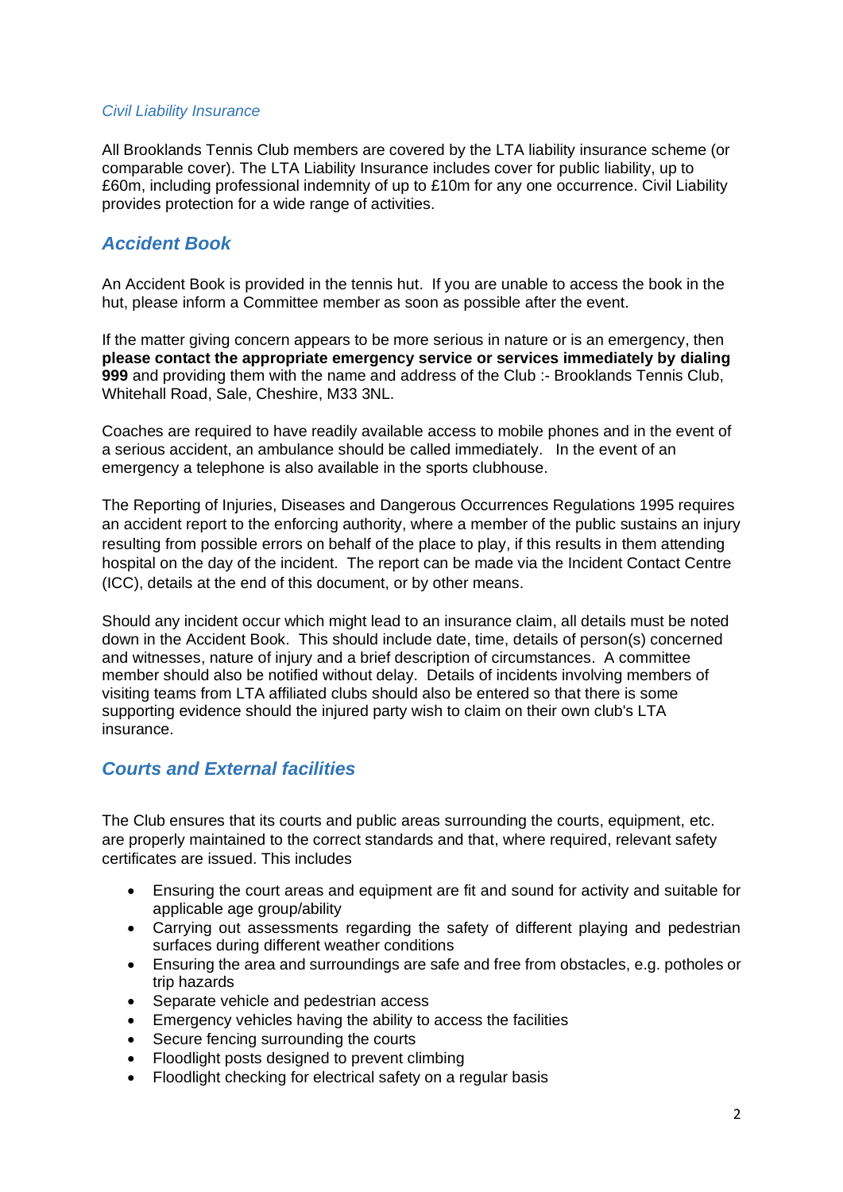### *Civil Liability Insurance*

All Brooklands Tennis Club members are covered by the LTA liability insurance scheme (or comparable cover). The LTA Liability Insurance includes cover for public liability, up to £60m, including professional indemnity of up to £10m for any one occurrence. Civil Liability provides protection for a wide range of activities.

## *Accident Book*

An Accident Book is provided in the tennis hut. If you are unable to access the book in the hut, please inform a Committee member as soon as possible after the event.

If the matter giving concern appears to be more serious in nature or is an emergency, then **please contact the appropriate emergency service or services immediately by dialing 999** and providing them with the name and address of the Club :- Brooklands Tennis Club, Whitehall Road, Sale, Cheshire, M33 3NL.

Coaches are required to have readily available access to mobile phones and in the event of a serious accident, an ambulance should be called immediately. In the event of an emergency a telephone is also available in the sports clubhouse.

The Reporting of Injuries, Diseases and Dangerous Occurrences Regulations 1995 requires an accident report to the enforcing authority, where a member of the public sustains an injury resulting from possible errors on behalf of the place to play, if this results in them attending hospital on the day of the incident. The report can be made via the Incident Contact Centre (ICC), details at the end of this document, or by other means.

Should any incident occur which might lead to an insurance claim, all details must be noted down in the Accident Book. This should include date, time, details of person(s) concerned and witnesses, nature of injury and a brief description of circumstances. A committee member should also be notified without delay. Details of incidents involving members of visiting teams from LTA affiliated clubs should also be entered so that there is some supporting evidence should the injured party wish to claim on their own club's LTA insurance.

## *Courts and External facilities*

The Club ensures that its courts and public areas surrounding the courts, equipment, etc. are properly maintained to the correct standards and that, where required, relevant safety certificates are issued. This includes

- Ensuring the court areas and equipment are fit and sound for activity and suitable for applicable age group/ability
- Carrying out assessments regarding the safety of different playing and pedestrian surfaces during different weather conditions
- Ensuring the area and surroundings are safe and free from obstacles, e.g. potholes or trip hazards
- Separate vehicle and pedestrian access
- Emergency vehicles having the ability to access the facilities
- Secure fencing surrounding the courts
- Floodlight posts designed to prevent climbing
- Floodlight checking for electrical safety on a regular basis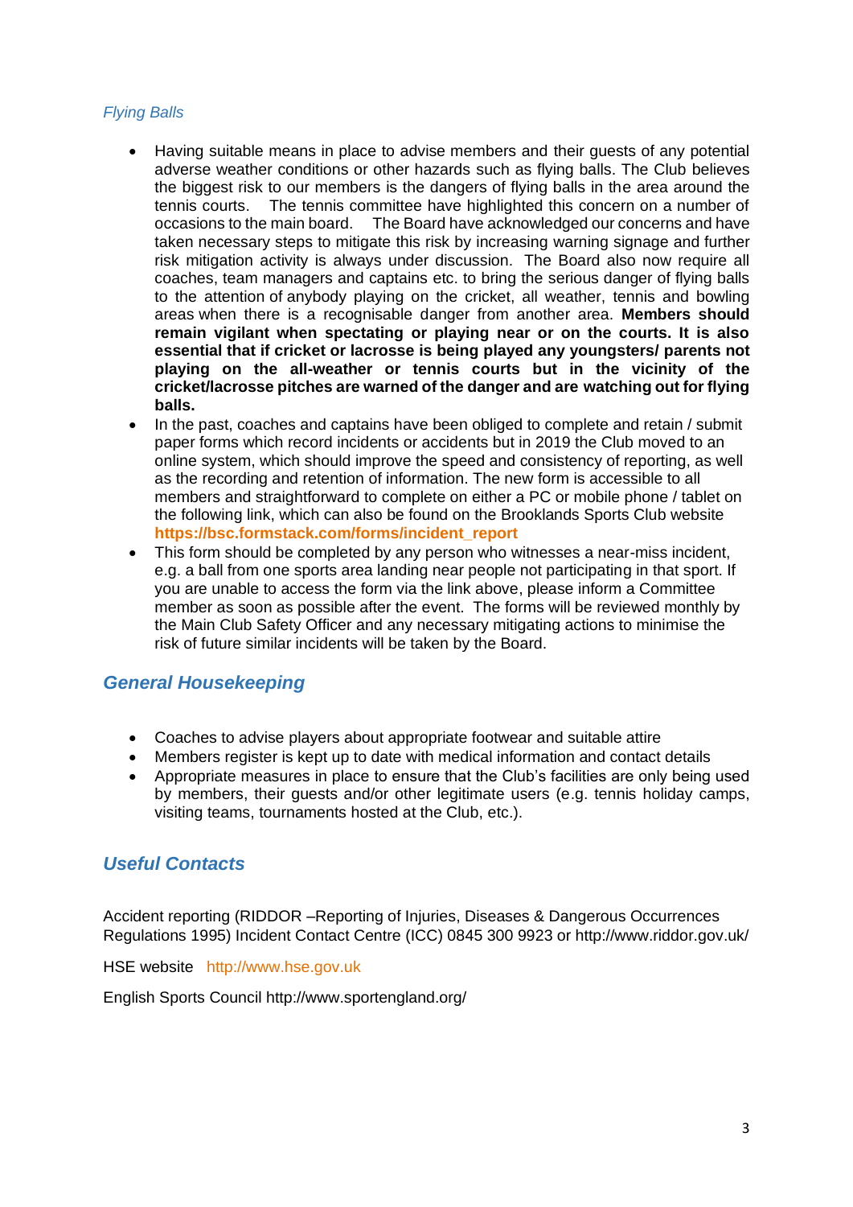### *Flying Balls*

- Having suitable means in place to advise members and their guests of any potential adverse weather conditions or other hazards such as flying balls. The Club believes the biggest risk to our members is the dangers of flying balls in the area around the tennis courts. The tennis committee have highlighted this concern on a number of occasions to the main board. The Board have acknowledged our concerns and have taken necessary steps to mitigate this risk by increasing warning signage and further risk mitigation activity is always under discussion. The Board also now require all coaches, team managers and captains etc. to bring the serious danger of flying balls to the attention of anybody playing on the cricket, all weather, tennis and bowling areas when there is a recognisable danger from another area. **Members should remain vigilant when spectating or playing near or on the courts. It is also essential that if cricket or lacrosse is being played any youngsters/ parents not playing on the all-weather or tennis courts but in the vicinity of the cricket/lacrosse pitches are warned of the danger and are watching out for flying balls.**
- In the past, coaches and captains have been obliged to complete and retain / submit paper forms which record incidents or accidents but in 2019 the Club moved to an online system, which should improve the speed and consistency of reporting, as well as the recording and retention of information. The new form is accessible to all members and straightforward to complete on either a PC or mobile phone / tablet on the following link, which can also be found on the Brooklands Sports Club website **https://bsc.formstack.com/forms/incident_report**
- This form should be completed by any person who witnesses a near-miss incident, e.g. a ball from one sports area landing near people not participating in that sport. If you are unable to access the form via the link above, please inform a Committee member as soon as possible after the event. The forms will be reviewed monthly by the Main Club Safety Officer and any necessary mitigating actions to minimise the risk of future similar incidents will be taken by the Board.

## *General Housekeeping*

- Coaches to advise players about appropriate footwear and suitable attire
- Members register is kept up to date with medical information and contact details
- Appropriate measures in place to ensure that the Club's facilities are only being used by members, their guests and/or other legitimate users (e.g. tennis holiday camps, visiting teams, tournaments hosted at the Club, etc.).

## *Useful Contacts*

Accident reporting (RIDDOR –Reporting of Injuries, Diseases & Dangerous Occurrences Regulations 1995) Incident Contact Centre (ICC) 0845 300 9923 or http://www.riddor.gov.uk/

HSE website http://www.hse.gov.uk

English Sports Council http://www.sportengland.org/